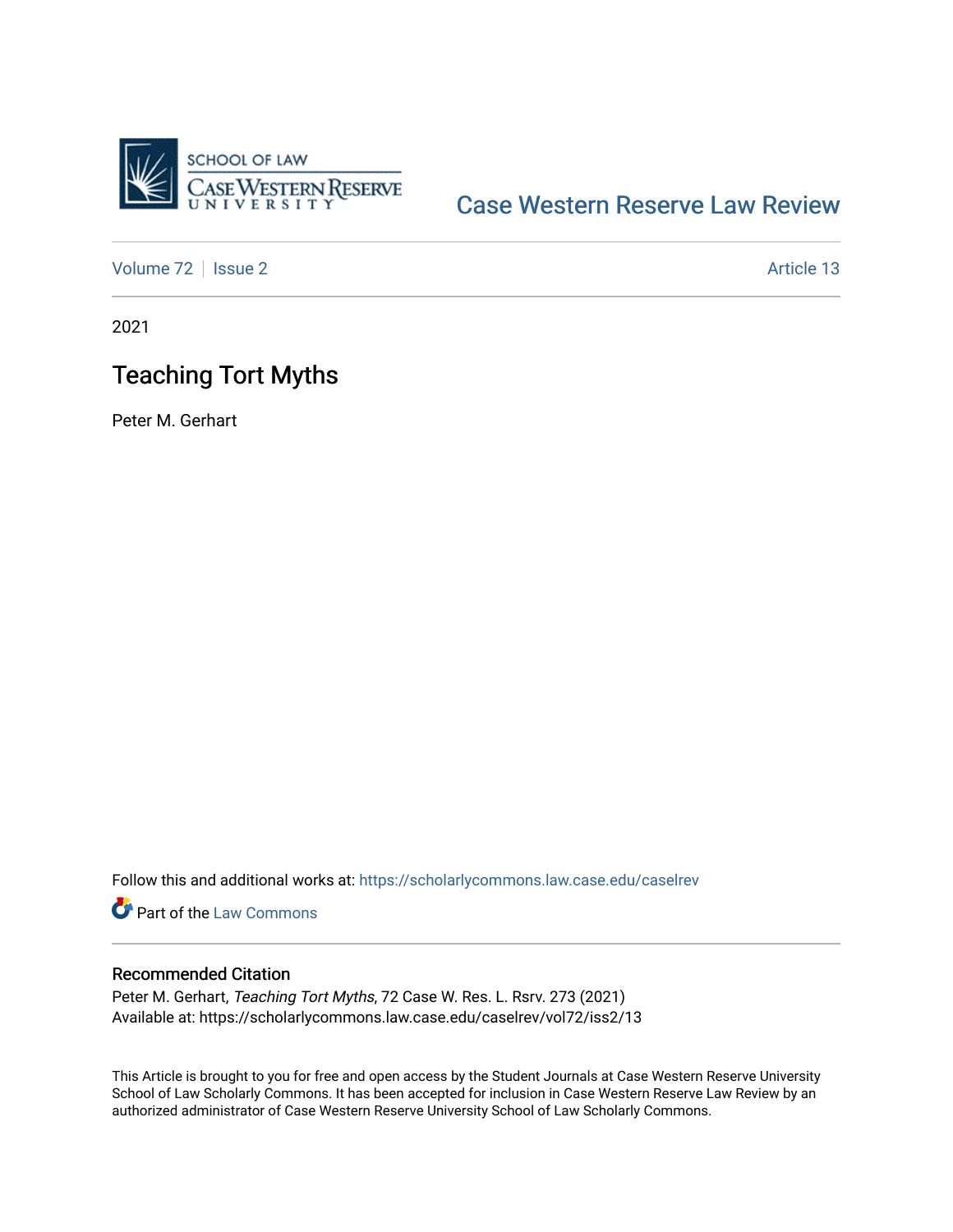SCHOOL OF LAW
CASE WESTERN RESERVE
UNIVERSITY

Case Western Reserve Law Review

Volume 72 | Issue 2 | Article 13

2021

# Teaching Tort Myths

Peter M. Gerhart

Follow this and additional works at: https://scholarlycommons.law.case.edu/caselrev

Part of the Law Commons

## Recommended Citation

Peter M. Gerhart, *Teaching Tort Myths*, 72 Case W. Res. L. Rsrv. 273 (2021)
Available at: https://scholarlycommons.law.case.edu/caselrev/vol72/iss2/13

This Article is brought to you for free and open access by the Student Journals at Case Western Reserve University School of Law Scholarly Commons. It has been accepted for inclusion in Case Western Reserve Law Review by an authorized administrator of Case Western Reserve University School of Law Scholarly Commons.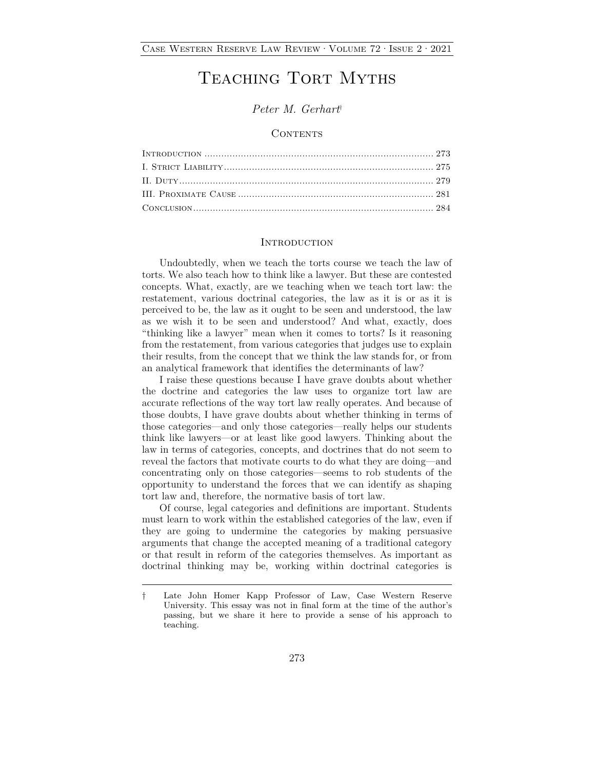# Teaching Tort Myths

*Peter M. Gerhart*†

## Contents

Introduction .................................................................................. 273
I. Strict Liability ........................................................................... 275
II. Duty ........................................................................................... 279
III. Proximate Cause ...................................................................... 281
Conclusion ...................................................................................... 284

## Introduction

Undoubtedly, when we teach the torts course we teach the law of torts. We also teach how to think like a lawyer. But these are contested concepts. What, exactly, are we teaching when we teach tort law: the restatement, various doctrinal categories, the law as it is or as it is perceived to be, the law as it ought to be seen and understood, the law as we wish it to be seen and understood? And what, exactly, does "thinking like a lawyer" mean when it comes to torts? Is it reasoning from the restatement, from various categories that judges use to explain their results, from the concept that we think the law stands for, or from an analytical framework that identifies the determinants of law?

I raise these questions because I have grave doubts about whether the doctrine and categories the law uses to organize tort law are accurate reflections of the way tort law really operates. And because of those doubts, I have grave doubts about whether thinking in terms of those categories—and only those categories—really helps our students think like lawyers—or at least like good lawyers. Thinking about the law in terms of categories, concepts, and doctrines that do not seem to reveal the factors that motivate courts to do what they are doing—and concentrating only on those categories—seems to rob students of the opportunity to understand the forces that we can identify as shaping tort law and, therefore, the normative basis of tort law.

Of course, legal categories and definitions are important. Students must learn to work within the established categories of the law, even if they are going to undermine the categories by making persuasive arguments that change the accepted meaning of a traditional category or that result in reform of the categories themselves. As important as doctrinal thinking may be, working within doctrinal categories is

† Late John Homer Kapp Professor of Law, Case Western Reserve University. This essay was not in final form at the time of the author's passing, but we share it here to provide a sense of his approach to teaching.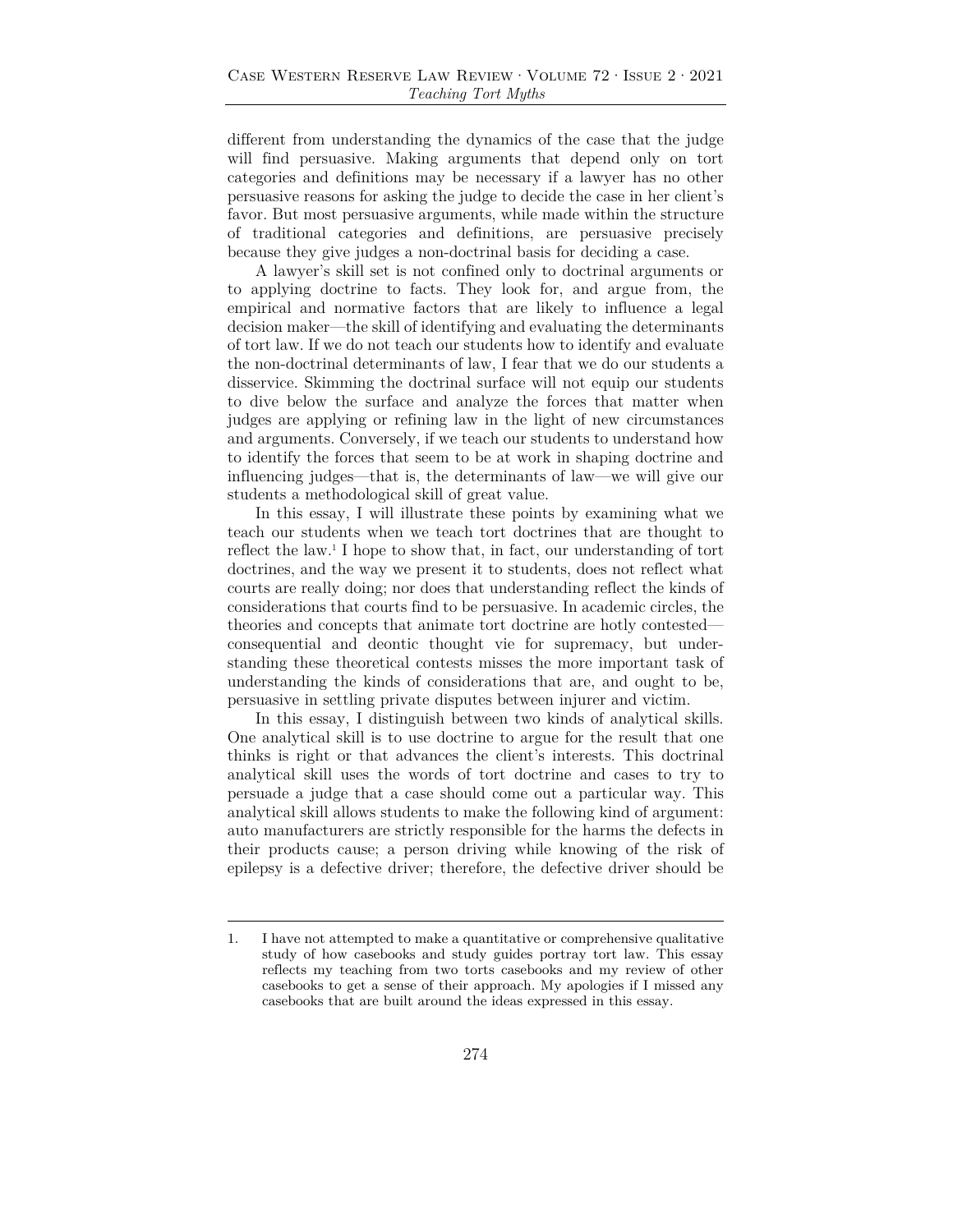different from understanding the dynamics of the case that the judge will find persuasive. Making arguments that depend only on tort categories and definitions may be necessary if a lawyer has no other persuasive reasons for asking the judge to decide the case in her client's favor. But most persuasive arguments, while made within the structure of traditional categories and definitions, are persuasive precisely because they give judges a non-doctrinal basis for deciding a case.

A lawyer's skill set is not confined only to doctrinal arguments or to applying doctrine to facts. They look for, and argue from, the empirical and normative factors that are likely to influence a legal decision maker—the skill of identifying and evaluating the determinants of tort law. If we do not teach our students how to identify and evaluate the non-doctrinal determinants of law, I fear that we do our students a disservice. Skimming the doctrinal surface will not equip our students to dive below the surface and analyze the forces that matter when judges are applying or refining law in the light of new circumstances and arguments. Conversely, if we teach our students to understand how to identify the forces that seem to be at work in shaping doctrine and influencing judges—that is, the determinants of law—we will give our students a methodological skill of great value.

In this essay, I will illustrate these points by examining what we teach our students when we teach tort doctrines that are thought to reflect the law.[1] I hope to show that, in fact, our understanding of tort doctrines, and the way we present it to students, does not reflect what courts are really doing; nor does that understanding reflect the kinds of considerations that courts find to be persuasive. In academic circles, the theories and concepts that animate tort doctrine are hotly contested—consequential and deontic thought vie for supremacy, but understanding these theoretical contests misses the more important task of understanding the kinds of considerations that are, and ought to be, persuasive in settling private disputes between injurer and victim.

In this essay, I distinguish between two kinds of analytical skills. One analytical skill is to use doctrine to argue for the result that one thinks is right or that advances the client's interests. This doctrinal analytical skill uses the words of tort doctrine and cases to try to persuade a judge that a case should come out a particular way. This analytical skill allows students to make the following kind of argument: auto manufacturers are strictly responsible for the harms the defects in their products cause; a person driving while knowing of the risk of epilepsy is a defective driver; therefore, the defective driver should be

---

1. I have not attempted to make a quantitative or comprehensive qualitative study of how casebooks and study guides portray tort law. This essay reflects my teaching from two torts casebooks and my review of other casebooks to get a sense of their approach. My apologies if I missed any casebooks that are built around the ideas expressed in this essay.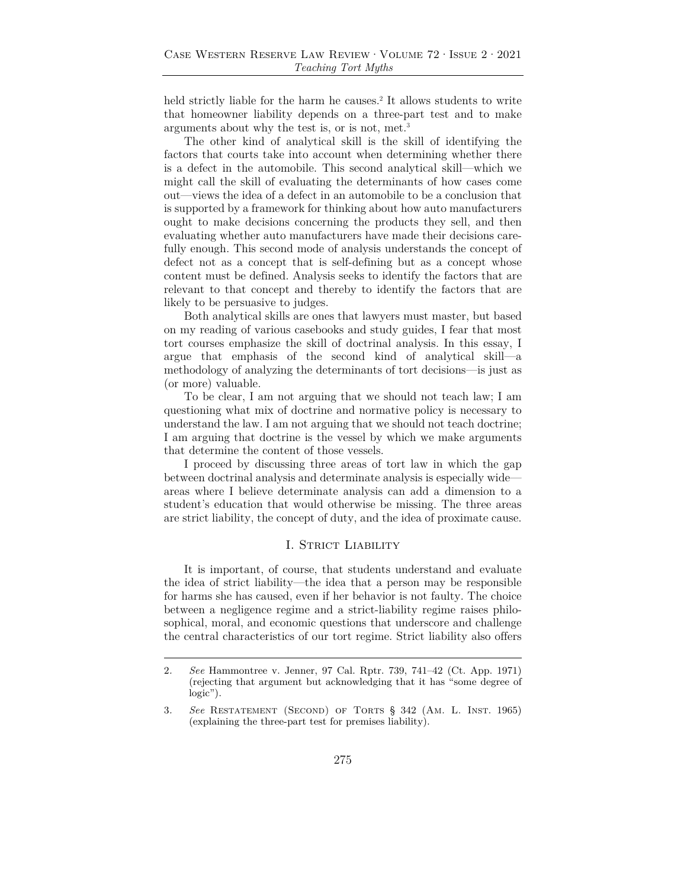held strictly liable for the harm he causes.[2] It allows students to write that homeowner liability depends on a three-part test and to make arguments about why the test is, or is not, met.[3]

The other kind of analytical skill is the skill of identifying the factors that courts take into account when determining whether there is a defect in the automobile. This second analytical skill—which we might call the skill of evaluating the determinants of how cases come out—views the idea of a defect in an automobile to be a conclusion that is supported by a framework for thinking about how auto manufacturers ought to make decisions concerning the products they sell, and then evaluating whether auto manufacturers have made their decisions carefully enough. This second mode of analysis understands the concept of defect not as a concept that is self-defining but as a concept whose content must be defined. Analysis seeks to identify the factors that are relevant to that concept and thereby to identify the factors that are likely to be persuasive to judges.

Both analytical skills are ones that lawyers must master, but based on my reading of various casebooks and study guides, I fear that most tort courses emphasize the skill of doctrinal analysis. In this essay, I argue that emphasis of the second kind of analytical skill—a methodology of analyzing the determinants of tort decisions—is just as (or more) valuable.

To be clear, I am not arguing that we should not teach law; I am questioning what mix of doctrine and normative policy is necessary to understand the law. I am not arguing that we should not teach doctrine; I am arguing that doctrine is the vessel by which we make arguments that determine the content of those vessels.

I proceed by discussing three areas of tort law in which the gap between doctrinal analysis and determinate analysis is especially wide—areas where I believe determinate analysis can add a dimension to a student's education that would otherwise be missing. The three areas are strict liability, the concept of duty, and the idea of proximate cause.

## I. Strict Liability

It is important, of course, that students understand and evaluate the idea of strict liability—the idea that a person may be responsible for harms she has caused, even if her behavior is not faulty. The choice between a negligence regime and a strict-liability regime raises philosophical, moral, and economic questions that underscore and challenge the central characteristics of our tort regime. Strict liability also offers

---

2. *See* Hammontree v. Jenner, 97 Cal. Rptr. 739, 741–42 (Ct. App. 1971) (rejecting that argument but acknowledging that it has "some degree of logic").

3. *See* Restatement (Second) of Torts § 342 (Am. L. Inst. 1965) (explaining the three-part test for premises liability).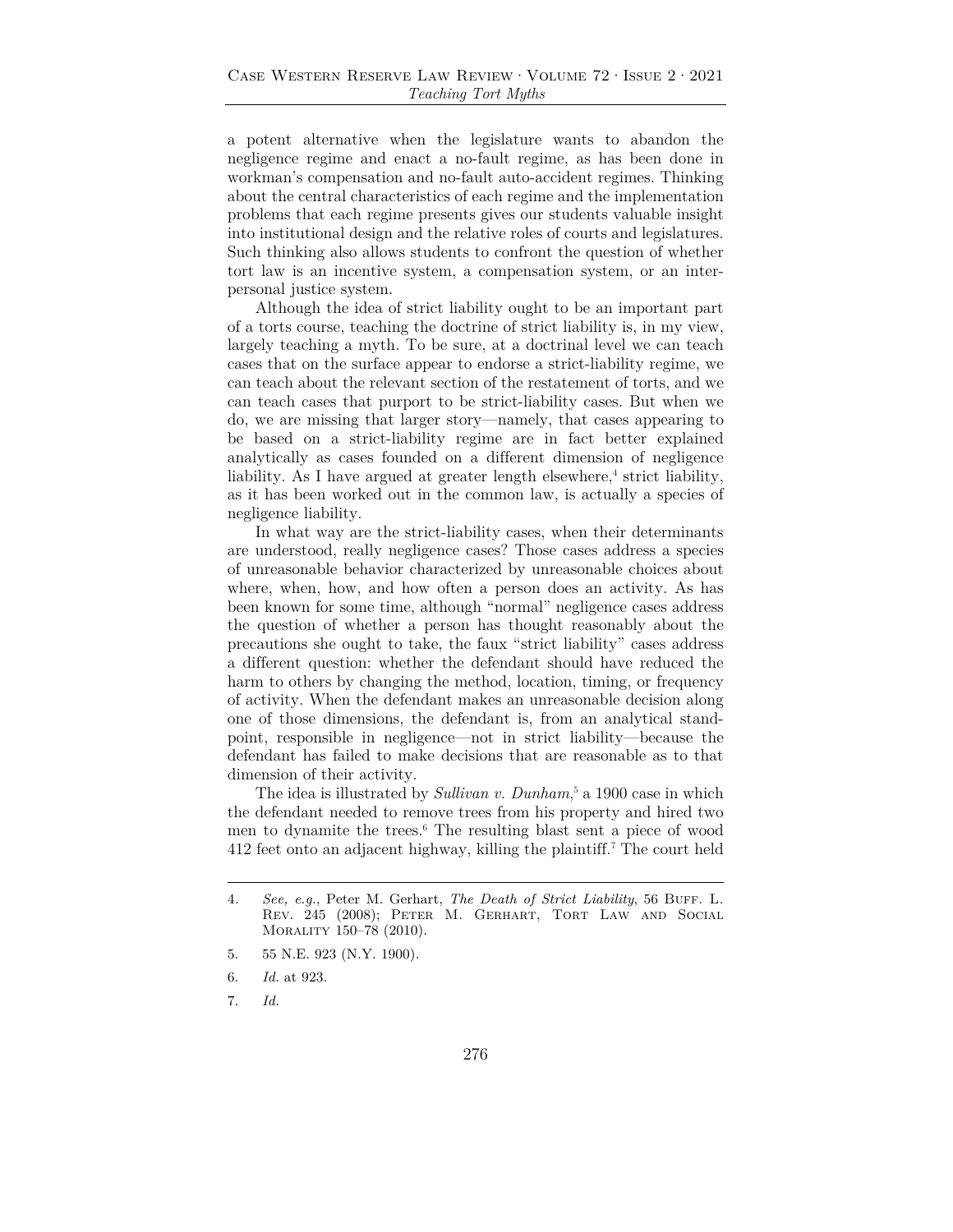a potent alternative when the legislature wants to abandon the negligence regime and enact a no-fault regime, as has been done in workman's compensation and no-fault auto-accident regimes. Thinking about the central characteristics of each regime and the implementation problems that each regime presents gives our students valuable insight into institutional design and the relative roles of courts and legislatures. Such thinking also allows students to confront the question of whether tort law is an incentive system, a compensation system, or an interpersonal justice system.

Although the idea of strict liability ought to be an important part of a torts course, teaching the doctrine of strict liability is, in my view, largely teaching a myth. To be sure, at a doctrinal level we can teach cases that on the surface appear to endorse a strict-liability regime, we can teach about the relevant section of the restatement of torts, and we can teach cases that purport to be strict-liability cases. But when we do, we are missing that larger story—namely, that cases appearing to be based on a strict-liability regime are in fact better explained analytically as cases founded on a different dimension of negligence liability. As I have argued at greater length elsewhere,[4] strict liability, as it has been worked out in the common law, is actually a species of negligence liability.

In what way are the strict-liability cases, when their determinants are understood, really negligence cases? Those cases address a species of unreasonable behavior characterized by unreasonable choices about where, when, how, and how often a person does an activity. As has been known for some time, although "normal" negligence cases address the question of whether a person has thought reasonably about the precautions she ought to take, the faux "strict liability" cases address a different question: whether the defendant should have reduced the harm to others by changing the method, location, timing, or frequency of activity. When the defendant makes an unreasonable decision along one of those dimensions, the defendant is, from an analytical standpoint, responsible in negligence—not in strict liability—because the defendant has failed to make decisions that are reasonable as to that dimension of their activity.

The idea is illustrated by *Sullivan v. Dunham*,[5] a 1900 case in which the defendant needed to remove trees from his property and hired two men to dynamite the trees.[6] The resulting blast sent a piece of wood 412 feet onto an adjacent highway, killing the plaintiff.[7] The court held

---

4. *See, e.g.*, Peter M. Gerhart, *The Death of Strict Liability*, 56 Buff. L. Rev. 245 (2008); Peter M. Gerhart, Tort Law and Social Morality 150–78 (2010).

5. 55 N.E. 923 (N.Y. 1900).

6. *Id.* at 923.

7. *Id.*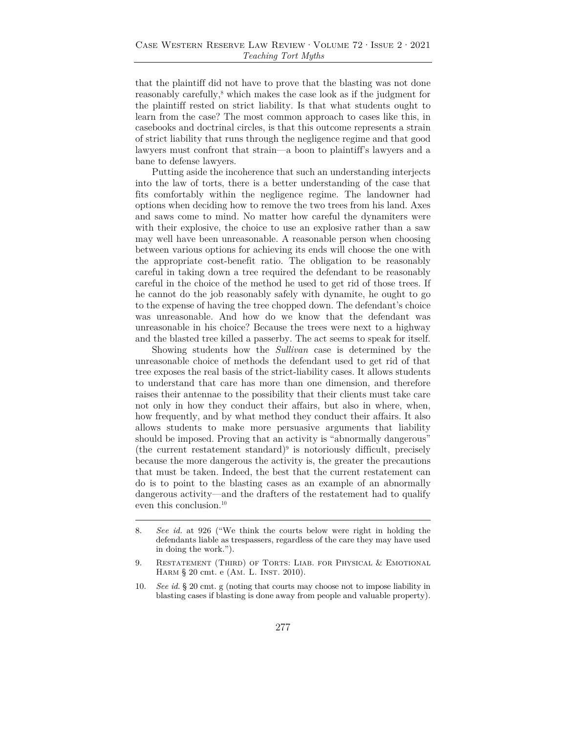that the plaintiff did not have to prove that the blasting was not done reasonably carefully,[8] which makes the case look as if the judgment for the plaintiff rested on strict liability. Is that what students ought to learn from the case? The most common approach to cases like this, in casebooks and doctrinal circles, is that this outcome represents a strain of strict liability that runs through the negligence regime and that good lawyers must confront that strain—a boon to plaintiff's lawyers and a bane to defense lawyers.

Putting aside the incoherence that such an understanding interjects into the law of torts, there is a better understanding of the case that fits comfortably within the negligence regime. The landowner had options when deciding how to remove the two trees from his land. Axes and saws come to mind. No matter how careful the dynamiters were with their explosive, the choice to use an explosive rather than a saw may well have been unreasonable. A reasonable person when choosing between various options for achieving its ends will choose the one with the appropriate cost-benefit ratio. The obligation to be reasonably careful in taking down a tree required the defendant to be reasonably careful in the choice of the method he used to get rid of those trees. If he cannot do the job reasonably safely with dynamite, he ought to go to the expense of having the tree chopped down. The defendant's choice was unreasonable. And how do we know that the defendant was unreasonable in his choice? Because the trees were next to a highway and the blasted tree killed a passerby. The act seems to speak for itself.

Showing students how the *Sullivan* case is determined by the unreasonable choice of methods the defendant used to get rid of that tree exposes the real basis of the strict-liability cases. It allows students to understand that care has more than one dimension, and therefore raises their antennae to the possibility that their clients must take care not only in how they conduct their affairs, but also in where, when, how frequently, and by what method they conduct their affairs. It also allows students to make more persuasive arguments that liability should be imposed. Proving that an activity is "abnormally dangerous" (the current restatement standard)[9] is notoriously difficult, precisely because the more dangerous the activity is, the greater the precautions that must be taken. Indeed, the best that the current restatement can do is to point to the blasting cases as an example of an abnormally dangerous activity—and the drafters of the restatement had to qualify even this conclusion.[10]

---

8. *See id.* at 926 ("We think the courts below were right in holding the defendants liable as trespassers, regardless of the care they may have used in doing the work.").

9. Restatement (Third) of Torts: Liab. for Physical & Emotional Harm § 20 cmt. e (Am. L. Inst. 2010).

10. *See id.* § 20 cmt. g (noting that courts may choose not to impose liability in blasting cases if blasting is done away from people and valuable property).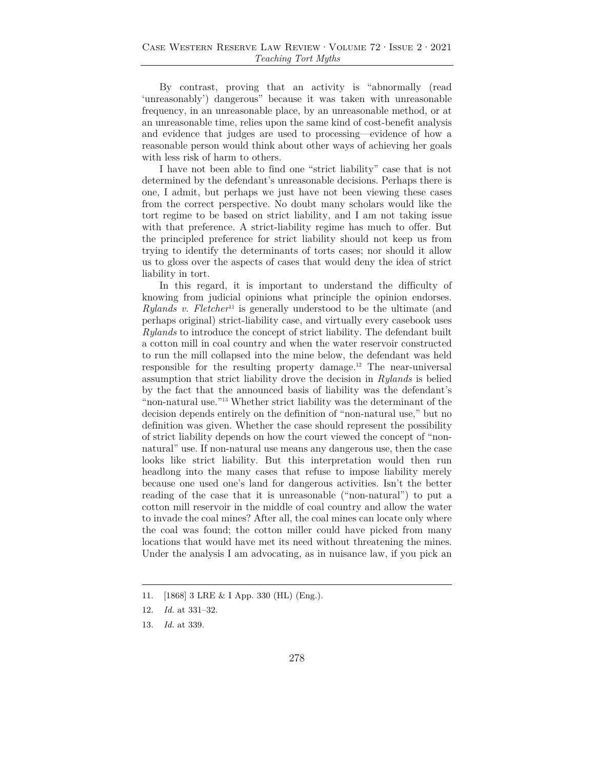By contrast, proving that an activity is "abnormally (read 'unreasonably') dangerous" because it was taken with unreasonable frequency, in an unreasonable place, by an unreasonable method, or at an unreasonable time, relies upon the same kind of cost-benefit analysis and evidence that judges are used to processing—evidence of how a reasonable person would think about other ways of achieving her goals with less risk of harm to others.

I have not been able to find one "strict liability" case that is not determined by the defendant's unreasonable decisions. Perhaps there is one, I admit, but perhaps we just have not been viewing these cases from the correct perspective. No doubt many scholars would like the tort regime to be based on strict liability, and I am not taking issue with that preference. A strict-liability regime has much to offer. But the principled preference for strict liability should not keep us from trying to identify the determinants of torts cases; nor should it allow us to gloss over the aspects of cases that would deny the idea of strict liability in tort.

In this regard, it is important to understand the difficulty of knowing from judicial opinions what principle the opinion endorses. *Rylands v. Fletcher*[11] is generally understood to be the ultimate (and perhaps original) strict-liability case, and virtually every casebook uses *Rylands* to introduce the concept of strict liability. The defendant built a cotton mill in coal country and when the water reservoir constructed to run the mill collapsed into the mine below, the defendant was held responsible for the resulting property damage.[12] The near-universal assumption that strict liability drove the decision in *Rylands* is belied by the fact that the announced basis of liability was the defendant's "non-natural use."[13] Whether strict liability was the determinant of the decision depends entirely on the definition of "non-natural use," but no definition was given. Whether the case should represent the possibility of strict liability depends on how the court viewed the concept of "non-natural" use. If non-natural use means any dangerous use, then the case looks like strict liability. But this interpretation would then run headlong into the many cases that refuse to impose liability merely because one used one's land for dangerous activities. Isn't the better reading of the case that it is unreasonable ("non-natural") to put a cotton mill reservoir in the middle of coal country and allow the water to invade the coal mines? After all, the coal mines can locate only where the coal was found; the cotton miller could have picked from many locations that would have met its need without threatening the mines. Under the analysis I am advocating, as in nuisance law, if you pick an

---

11. [1868] 3 LRE & I App. 330 (HL) (Eng.).

12. *Id.* at 331–32.

13. *Id.* at 339.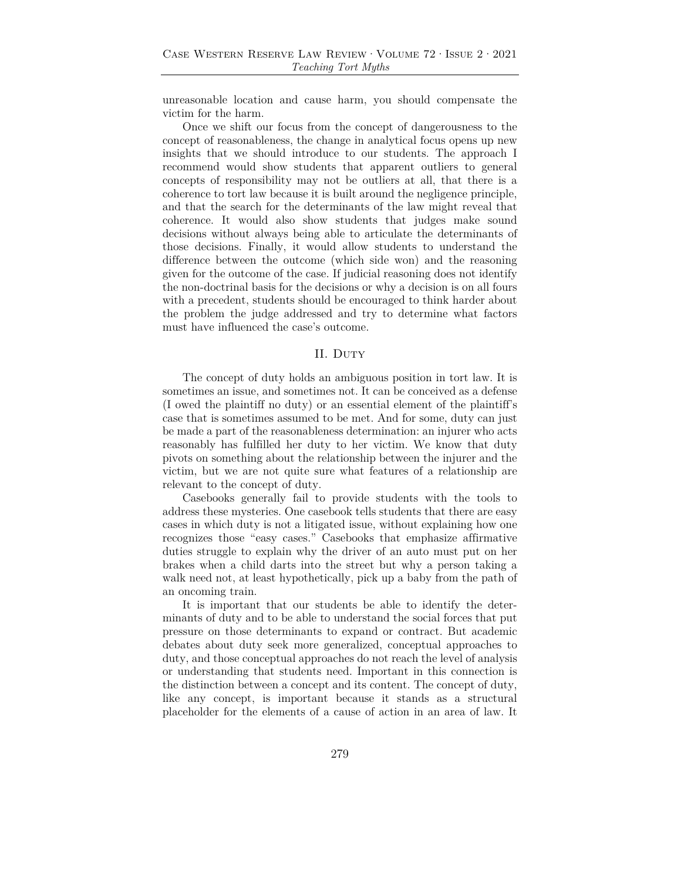unreasonable location and cause harm, you should compensate the victim for the harm.

Once we shift our focus from the concept of dangerousness to the concept of reasonableness, the change in analytical focus opens up new insights that we should introduce to our students. The approach I recommend would show students that apparent outliers to general concepts of responsibility may not be outliers at all, that there is a coherence to tort law because it is built around the negligence principle, and that the search for the determinants of the law might reveal that coherence. It would also show students that judges make sound decisions without always being able to articulate the determinants of those decisions. Finally, it would allow students to understand the difference between the outcome (which side won) and the reasoning given for the outcome of the case. If judicial reasoning does not identify the non-doctrinal basis for the decisions or why a decision is on all fours with a precedent, students should be encouraged to think harder about the problem the judge addressed and try to determine what factors must have influenced the case's outcome.

## II. Duty

The concept of duty holds an ambiguous position in tort law. It is sometimes an issue, and sometimes not. It can be conceived as a defense (I owed the plaintiff no duty) or an essential element of the plaintiff's case that is sometimes assumed to be met. And for some, duty can just be made a part of the reasonableness determination: an injurer who acts reasonably has fulfilled her duty to her victim. We know that duty pivots on something about the relationship between the injurer and the victim, but we are not quite sure what features of a relationship are relevant to the concept of duty.

Casebooks generally fail to provide students with the tools to address these mysteries. One casebook tells students that there are easy cases in which duty is not a litigated issue, without explaining how one recognizes those "easy cases." Casebooks that emphasize affirmative duties struggle to explain why the driver of an auto must put on her brakes when a child darts into the street but why a person taking a walk need not, at least hypothetically, pick up a baby from the path of an oncoming train.

It is important that our students be able to identify the determinants of duty and to be able to understand the social forces that put pressure on those determinants to expand or contract. But academic debates about duty seek more generalized, conceptual approaches to duty, and those conceptual approaches do not reach the level of analysis or understanding that students need. Important in this connection is the distinction between a concept and its content. The concept of duty, like any concept, is important because it stands as a structural placeholder for the elements of a cause of action in an area of law. It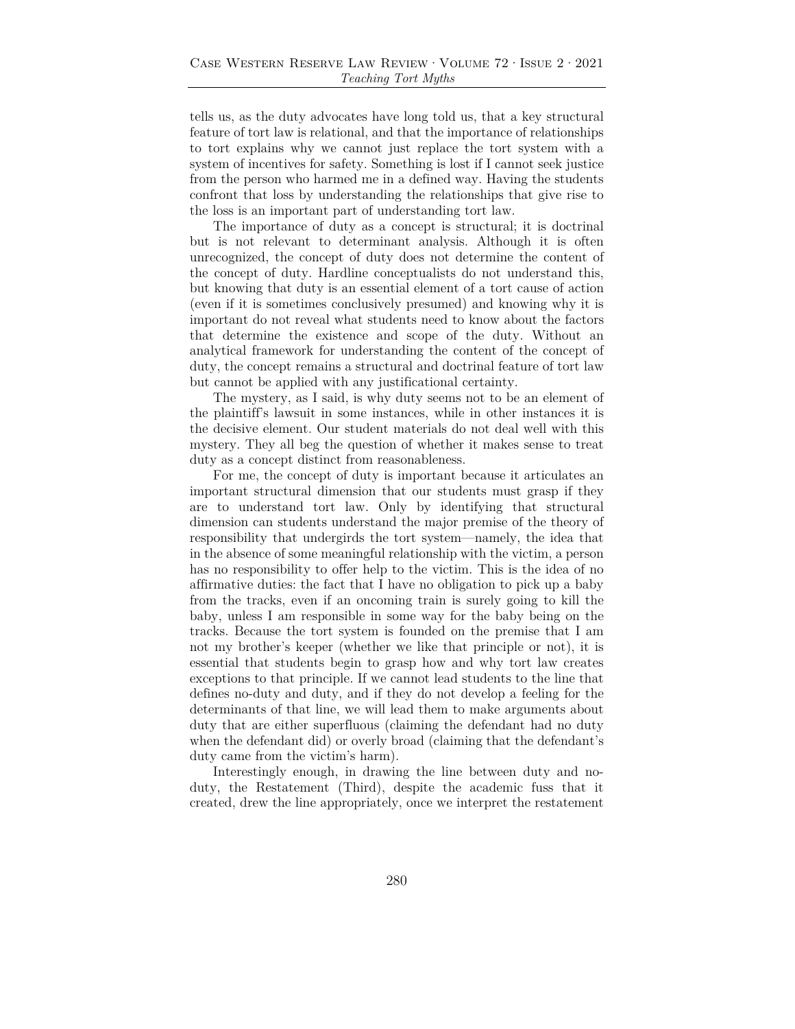tells us, as the duty advocates have long told us, that a key structural feature of tort law is relational, and that the importance of relationships to tort explains why we cannot just replace the tort system with a system of incentives for safety. Something is lost if I cannot seek justice from the person who harmed me in a defined way. Having the students confront that loss by understanding the relationships that give rise to the loss is an important part of understanding tort law.

The importance of duty as a concept is structural; it is doctrinal but is not relevant to determinant analysis. Although it is often unrecognized, the concept of duty does not determine the content of the concept of duty. Hardline conceptualists do not understand this, but knowing that duty is an essential element of a tort cause of action (even if it is sometimes conclusively presumed) and knowing why it is important do not reveal what students need to know about the factors that determine the existence and scope of the duty. Without an analytical framework for understanding the content of the concept of duty, the concept remains a structural and doctrinal feature of tort law but cannot be applied with any justificational certainty.

The mystery, as I said, is why duty seems not to be an element of the plaintiff's lawsuit in some instances, while in other instances it is the decisive element. Our student materials do not deal well with this mystery. They all beg the question of whether it makes sense to treat duty as a concept distinct from reasonableness.

For me, the concept of duty is important because it articulates an important structural dimension that our students must grasp if they are to understand tort law. Only by identifying that structural dimension can students understand the major premise of the theory of responsibility that undergirds the tort system—namely, the idea that in the absence of some meaningful relationship with the victim, a person has no responsibility to offer help to the victim. This is the idea of no affirmative duties: the fact that I have no obligation to pick up a baby from the tracks, even if an oncoming train is surely going to kill the baby, unless I am responsible in some way for the baby being on the tracks. Because the tort system is founded on the premise that I am not my brother's keeper (whether we like that principle or not), it is essential that students begin to grasp how and why tort law creates exceptions to that principle. If we cannot lead students to the line that defines no-duty and duty, and if they do not develop a feeling for the determinants of that line, we will lead them to make arguments about duty that are either superfluous (claiming the defendant had no duty when the defendant did) or overly broad (claiming that the defendant's duty came from the victim's harm).

Interestingly enough, in drawing the line between duty and no-duty, the Restatement (Third), despite the academic fuss that it created, drew the line appropriately, once we interpret the restatement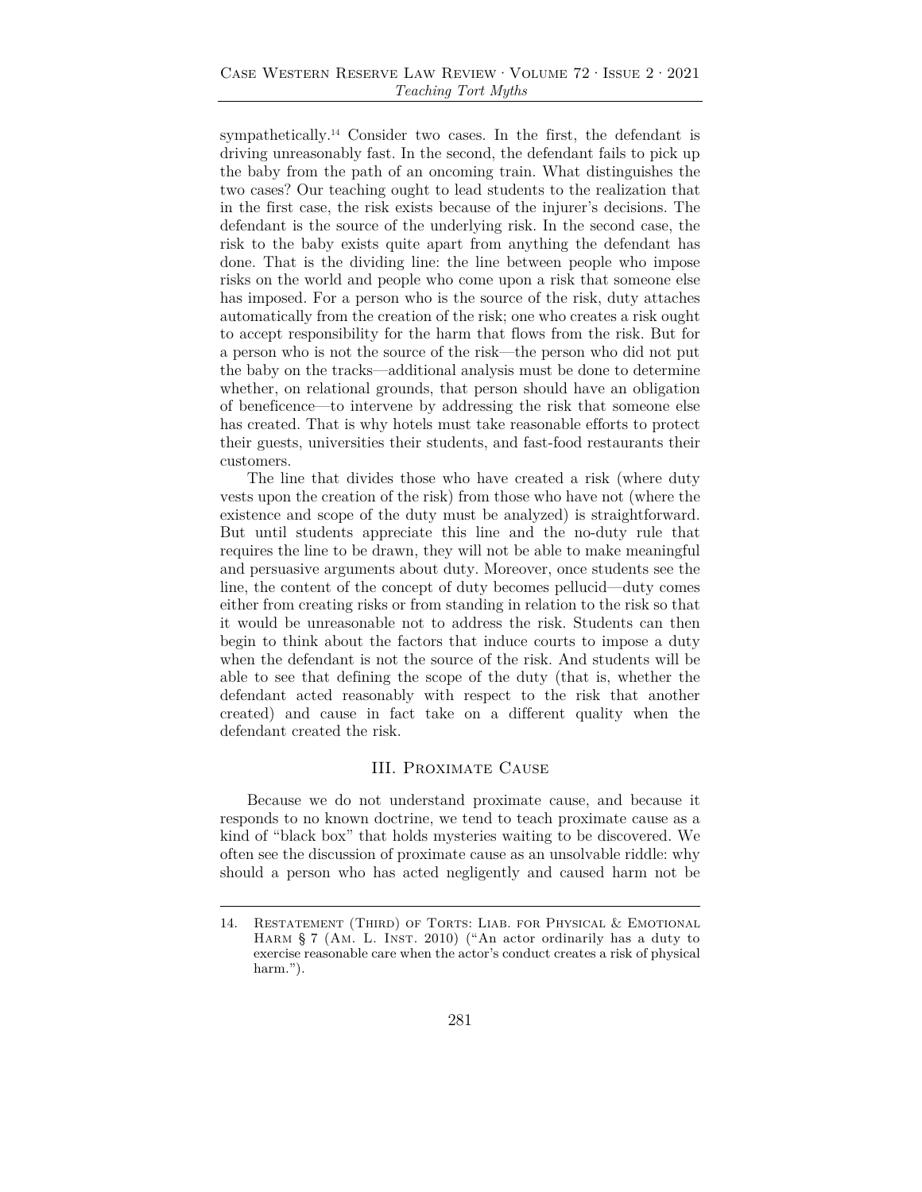sympathetically.[14] Consider two cases. In the first, the defendant is driving unreasonably fast. In the second, the defendant fails to pick up the baby from the path of an oncoming train. What distinguishes the two cases? Our teaching ought to lead students to the realization that in the first case, the risk exists because of the injurer's decisions. The defendant is the source of the underlying risk. In the second case, the risk to the baby exists quite apart from anything the defendant has done. That is the dividing line: the line between people who impose risks on the world and people who come upon a risk that someone else has imposed. For a person who is the source of the risk, duty attaches automatically from the creation of the risk; one who creates a risk ought to accept responsibility for the harm that flows from the risk. But for a person who is not the source of the risk—the person who did not put the baby on the tracks—additional analysis must be done to determine whether, on relational grounds, that person should have an obligation of beneficence—to intervene by addressing the risk that someone else has created. That is why hotels must take reasonable efforts to protect their guests, universities their students, and fast-food restaurants their customers.

The line that divides those who have created a risk (where duty vests upon the creation of the risk) from those who have not (where the existence and scope of the duty must be analyzed) is straightforward. But until students appreciate this line and the no-duty rule that requires the line to be drawn, they will not be able to make meaningful and persuasive arguments about duty. Moreover, once students see the line, the content of the concept of duty becomes pellucid—duty comes either from creating risks or from standing in relation to the risk so that it would be unreasonable not to address the risk. Students can then begin to think about the factors that induce courts to impose a duty when the defendant is not the source of the risk. And students will be able to see that defining the scope of the duty (that is, whether the defendant acted reasonably with respect to the risk that another created) and cause in fact take on a different quality when the defendant created the risk.

## III. Proximate Cause

Because we do not understand proximate cause, and because it responds to no known doctrine, we tend to teach proximate cause as a kind of "black box" that holds mysteries waiting to be discovered. We often see the discussion of proximate cause as an unsolvable riddle: why should a person who has acted negligently and caused harm not be

---

14. Restatement (Third) of Torts: Liab. for Physical & Emotional Harm § 7 (Am. L. Inst. 2010) ("An actor ordinarily has a duty to exercise reasonable care when the actor's conduct creates a risk of physical harm.").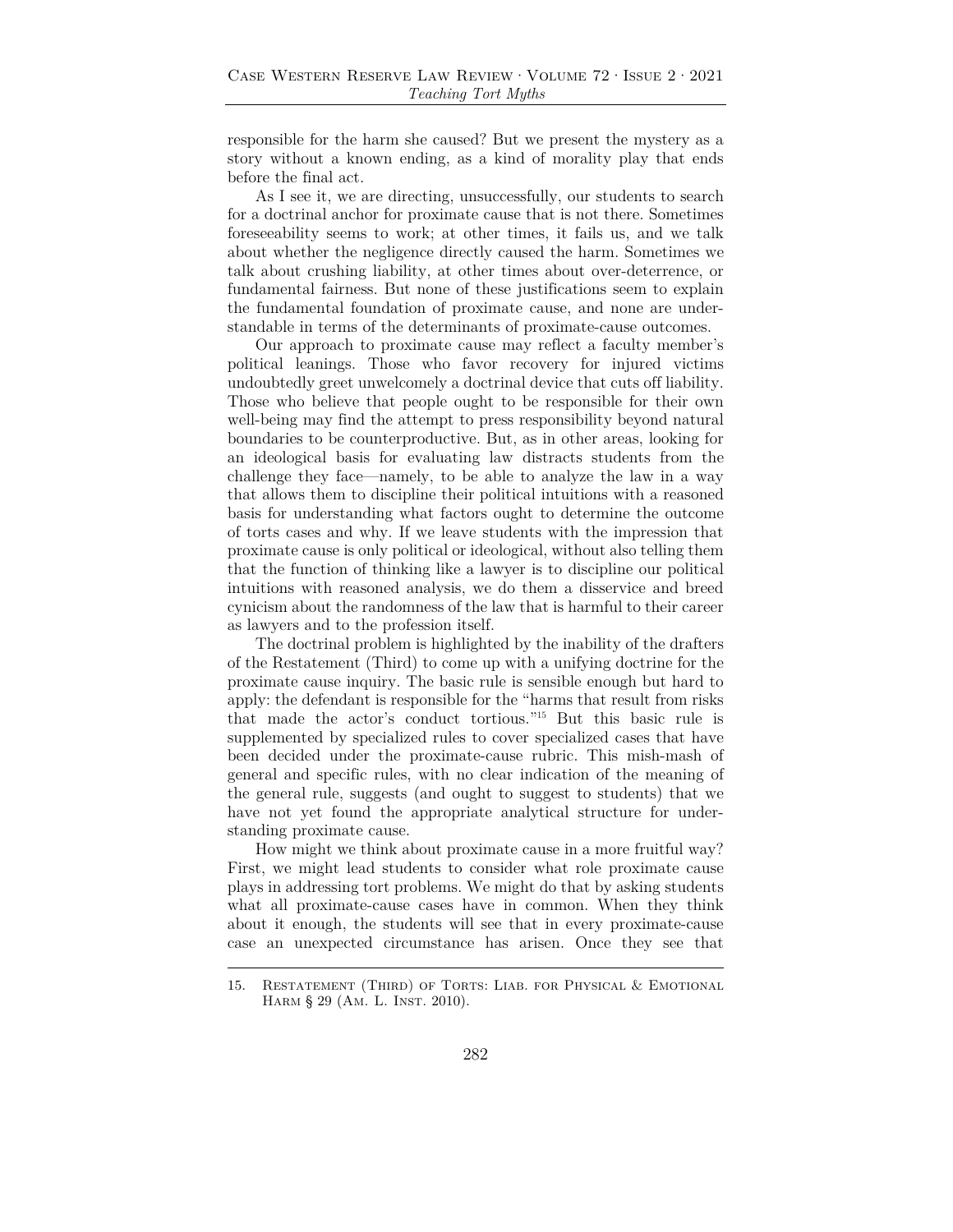responsible for the harm she caused? But we present the mystery as a story without a known ending, as a kind of morality play that ends before the final act.

As I see it, we are directing, unsuccessfully, our students to search for a doctrinal anchor for proximate cause that is not there. Sometimes foreseeability seems to work; at other times, it fails us, and we talk about whether the negligence directly caused the harm. Sometimes we talk about crushing liability, at other times about over-deterrence, or fundamental fairness. But none of these justifications seem to explain the fundamental foundation of proximate cause, and none are understandable in terms of the determinants of proximate-cause outcomes.

Our approach to proximate cause may reflect a faculty member's political leanings. Those who favor recovery for injured victims undoubtedly greet unwelcomely a doctrinal device that cuts off liability. Those who believe that people ought to be responsible for their own well-being may find the attempt to press responsibility beyond natural boundaries to be counterproductive. But, as in other areas, looking for an ideological basis for evaluating law distracts students from the challenge they face—namely, to be able to analyze the law in a way that allows them to discipline their political intuitions with a reasoned basis for understanding what factors ought to determine the outcome of torts cases and why. If we leave students with the impression that proximate cause is only political or ideological, without also telling them that the function of thinking like a lawyer is to discipline our political intuitions with reasoned analysis, we do them a disservice and breed cynicism about the randomness of the law that is harmful to their career as lawyers and to the profession itself.

The doctrinal problem is highlighted by the inability of the drafters of the Restatement (Third) to come up with a unifying doctrine for the proximate cause inquiry. The basic rule is sensible enough but hard to apply: the defendant is responsible for the "harms that result from risks that made the actor's conduct tortious."[15] But this basic rule is supplemented by specialized rules to cover specialized cases that have been decided under the proximate-cause rubric. This mish-mash of general and specific rules, with no clear indication of the meaning of the general rule, suggests (and ought to suggest to students) that we have not yet found the appropriate analytical structure for understanding proximate cause.

How might we think about proximate cause in a more fruitful way? First, we might lead students to consider what role proximate cause plays in addressing tort problems. We might do that by asking students what all proximate-cause cases have in common. When they think about it enough, the students will see that in every proximate-cause case an unexpected circumstance has arisen. Once they see that

---

15. Restatement (Third) of Torts: Liab. for Physical & Emotional Harm § 29 (Am. L. Inst. 2010).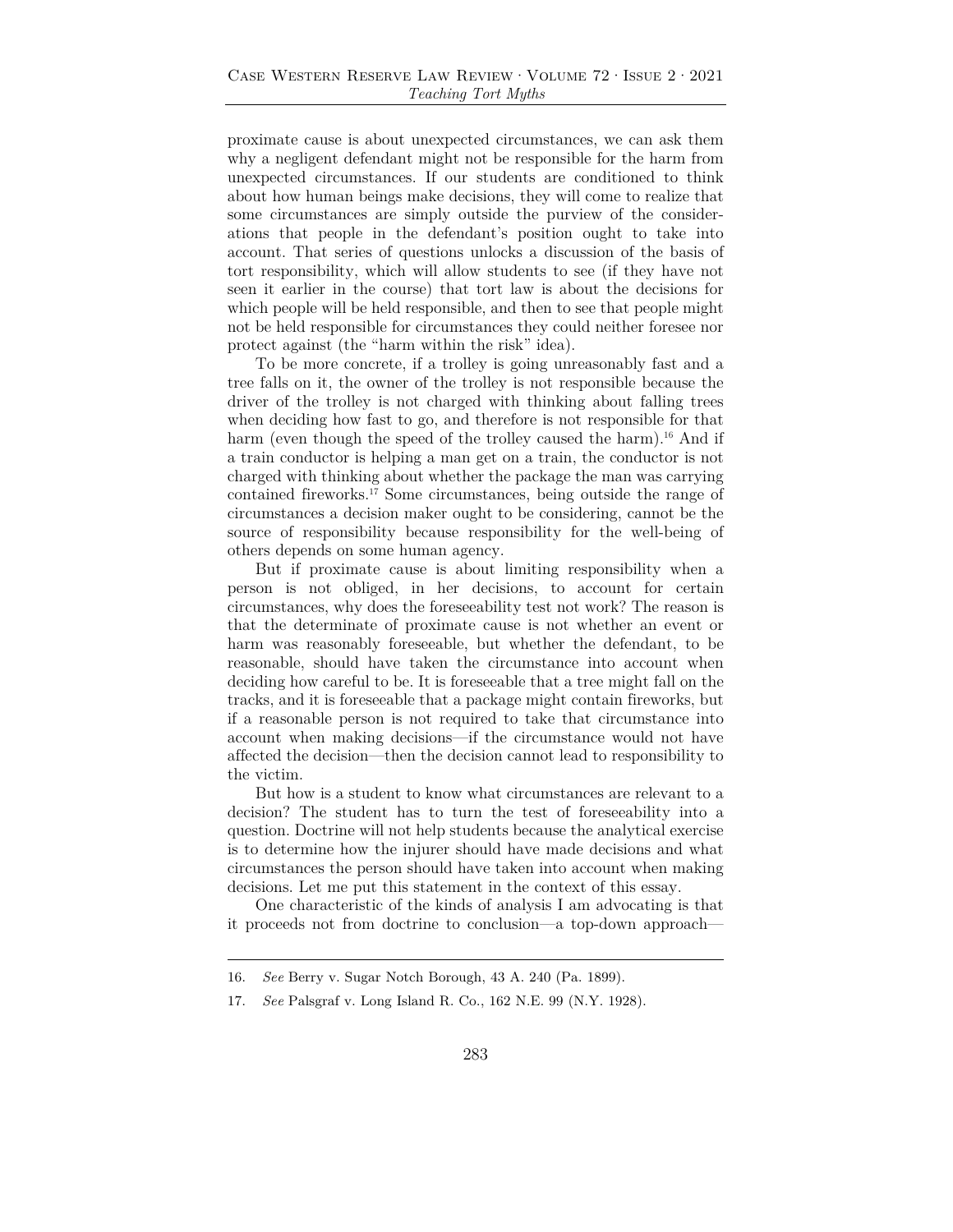proximate cause is about unexpected circumstances, we can ask them why a negligent defendant might not be responsible for the harm from unexpected circumstances. If our students are conditioned to think about how human beings make decisions, they will come to realize that some circumstances are simply outside the purview of the considerations that people in the defendant's position ought to take into account. That series of questions unlocks a discussion of the basis of tort responsibility, which will allow students to see (if they have not seen it earlier in the course) that tort law is about the decisions for which people will be held responsible, and then to see that people might not be held responsible for circumstances they could neither foresee nor protect against (the "harm within the risk" idea).

To be more concrete, if a trolley is going unreasonably fast and a tree falls on it, the owner of the trolley is not responsible because the driver of the trolley is not charged with thinking about falling trees when deciding how fast to go, and therefore is not responsible for that harm (even though the speed of the trolley caused the harm).[16] And if a train conductor is helping a man get on a train, the conductor is not charged with thinking about whether the package the man was carrying contained fireworks.[17] Some circumstances, being outside the range of circumstances a decision maker ought to be considering, cannot be the source of responsibility because responsibility for the well-being of others depends on some human agency.

But if proximate cause is about limiting responsibility when a person is not obliged, in her decisions, to account for certain circumstances, why does the foreseeability test not work? The reason is that the determinate of proximate cause is not whether an event or harm was reasonably foreseeable, but whether the defendant, to be reasonable, should have taken the circumstance into account when deciding how careful to be. It is foreseeable that a tree might fall on the tracks, and it is foreseeable that a package might contain fireworks, but if a reasonable person is not required to take that circumstance into account when making decisions—if the circumstance would not have affected the decision—then the decision cannot lead to responsibility to the victim.

But how is a student to know what circumstances are relevant to a decision? The student has to turn the test of foreseeability into a question. Doctrine will not help students because the analytical exercise is to determine how the injurer should have made decisions and what circumstances the person should have taken into account when making decisions. Let me put this statement in the context of this essay.

One characteristic of the kinds of analysis I am advocating is that it proceeds not from doctrine to conclusion—a top-down approach—

---

16. *See* Berry v. Sugar Notch Borough, 43 A. 240 (Pa. 1899).

17. *See* Palsgraf v. Long Island R. Co., 162 N.E. 99 (N.Y. 1928).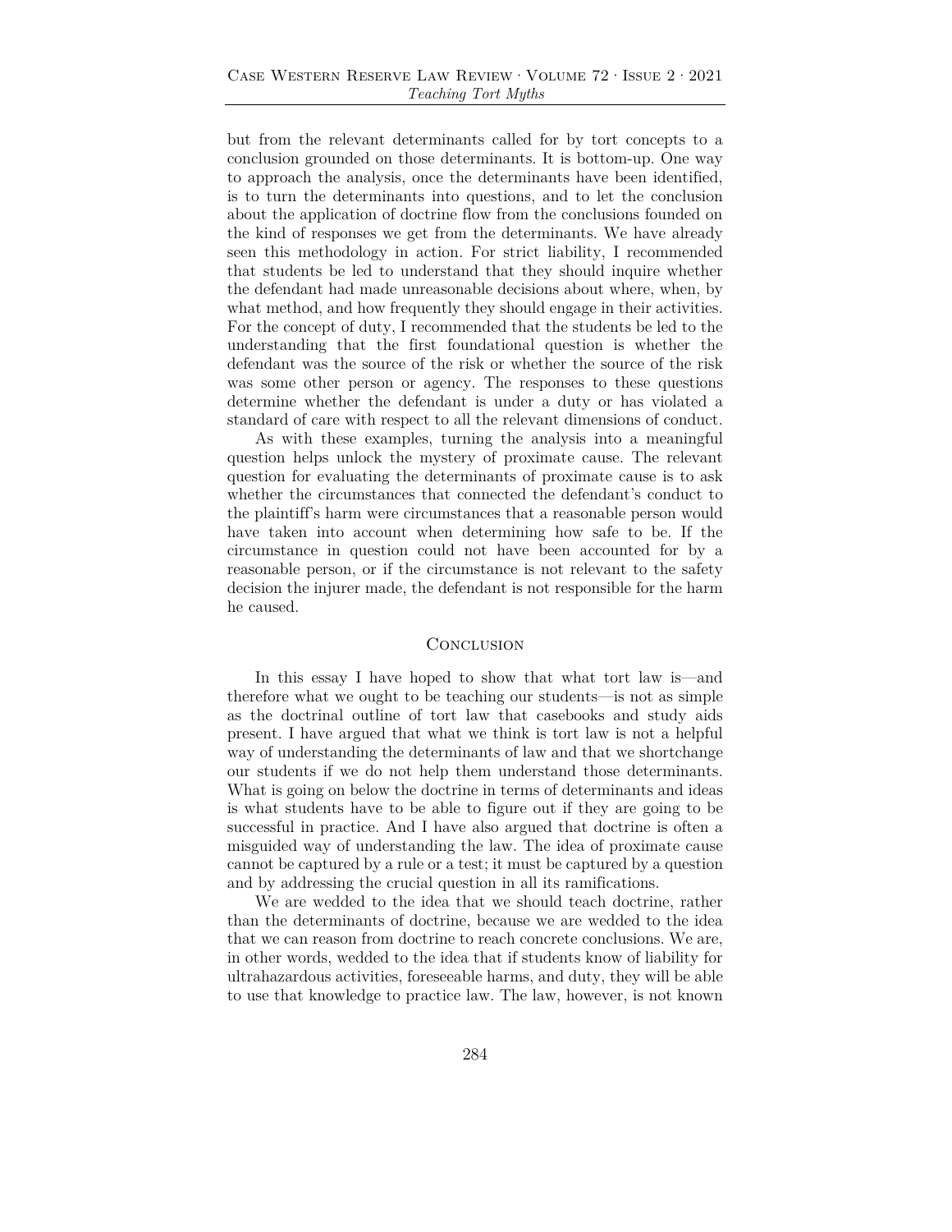but from the relevant determinants called for by tort concepts to a conclusion grounded on those determinants. It is bottom-up. One way to approach the analysis, once the determinants have been identified, is to turn the determinants into questions, and to let the conclusion about the application of doctrine flow from the conclusions founded on the kind of responses we get from the determinants. We have already seen this methodology in action. For strict liability, I recommended that students be led to understand that they should inquire whether the defendant had made unreasonable decisions about where, when, by what method, and how frequently they should engage in their activities. For the concept of duty, I recommended that the students be led to the understanding that the first foundational question is whether the defendant was the source of the risk or whether the source of the risk was some other person or agency. The responses to these questions determine whether the defendant is under a duty or has violated a standard of care with respect to all the relevant dimensions of conduct.

As with these examples, turning the analysis into a meaningful question helps unlock the mystery of proximate cause. The relevant question for evaluating the determinants of proximate cause is to ask whether the circumstances that connected the defendant's conduct to the plaintiff's harm were circumstances that a reasonable person would have taken into account when determining how safe to be. If the circumstance in question could not have been accounted for by a reasonable person, or if the circumstance is not relevant to the safety decision the injurer made, the defendant is not responsible for the harm he caused.

## Conclusion

In this essay I have hoped to show that what tort law is—and therefore what we ought to be teaching our students—is not as simple as the doctrinal outline of tort law that casebooks and study aids present. I have argued that what we think is tort law is not a helpful way of understanding the determinants of law and that we shortchange our students if we do not help them understand those determinants. What is going on below the doctrine in terms of determinants and ideas is what students have to be able to figure out if they are going to be successful in practice. And I have also argued that doctrine is often a misguided way of understanding the law. The idea of proximate cause cannot be captured by a rule or a test; it must be captured by a question and by addressing the crucial question in all its ramifications.

We are wedded to the idea that we should teach doctrine, rather than the determinants of doctrine, because we are wedded to the idea that we can reason from doctrine to reach concrete conclusions. We are, in other words, wedded to the idea that if students know of liability for ultrahazardous activities, foreseeable harms, and duty, they will be able to use that knowledge to practice law. The law, however, is not known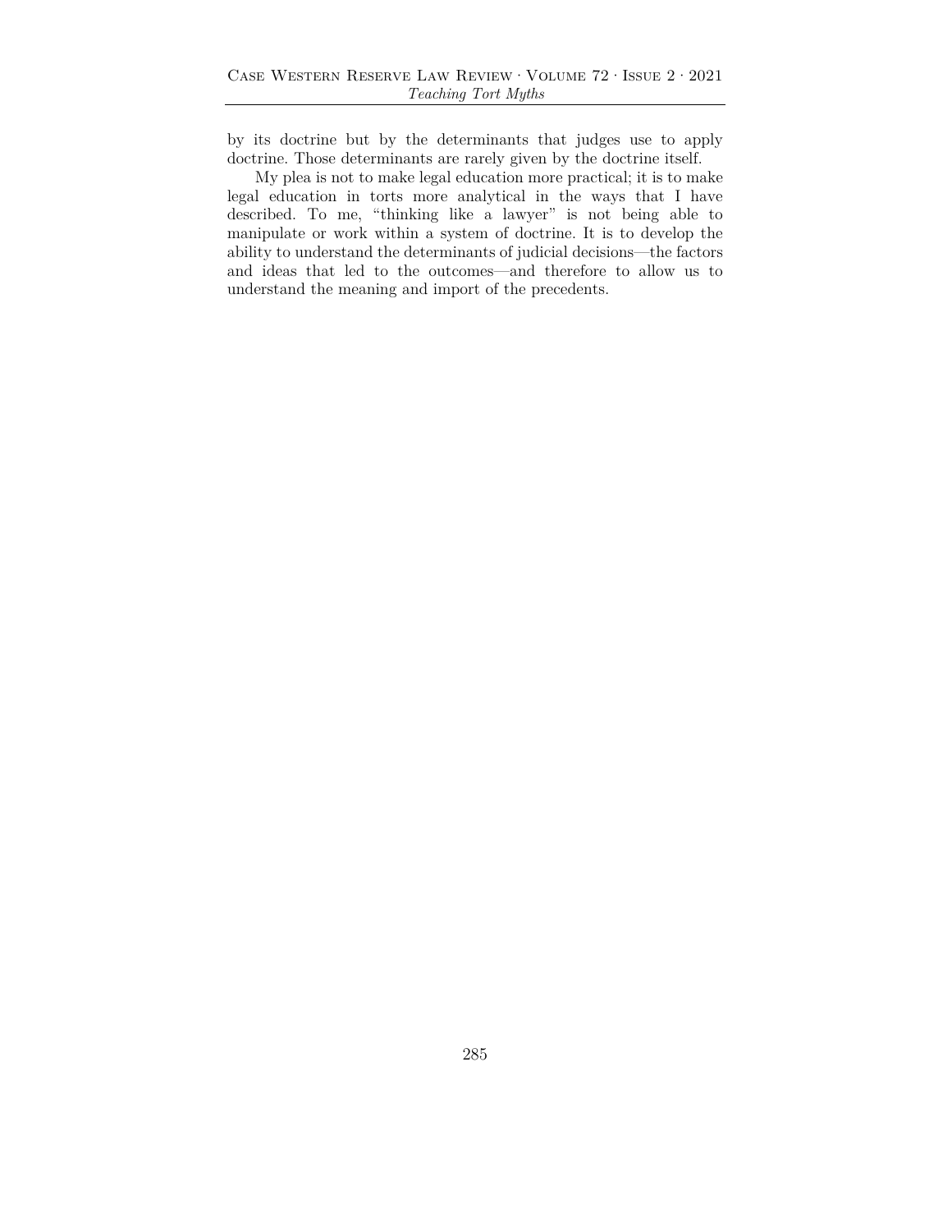by its doctrine but by the determinants that judges use to apply doctrine. Those determinants are rarely given by the doctrine itself.

My plea is not to make legal education more practical; it is to make legal education in torts more analytical in the ways that I have described. To me, "thinking like a lawyer" is not being able to manipulate or work within a system of doctrine. It is to develop the ability to understand the determinants of judicial decisions—the factors and ideas that led to the outcomes—and therefore to allow us to understand the meaning and import of the precedents.